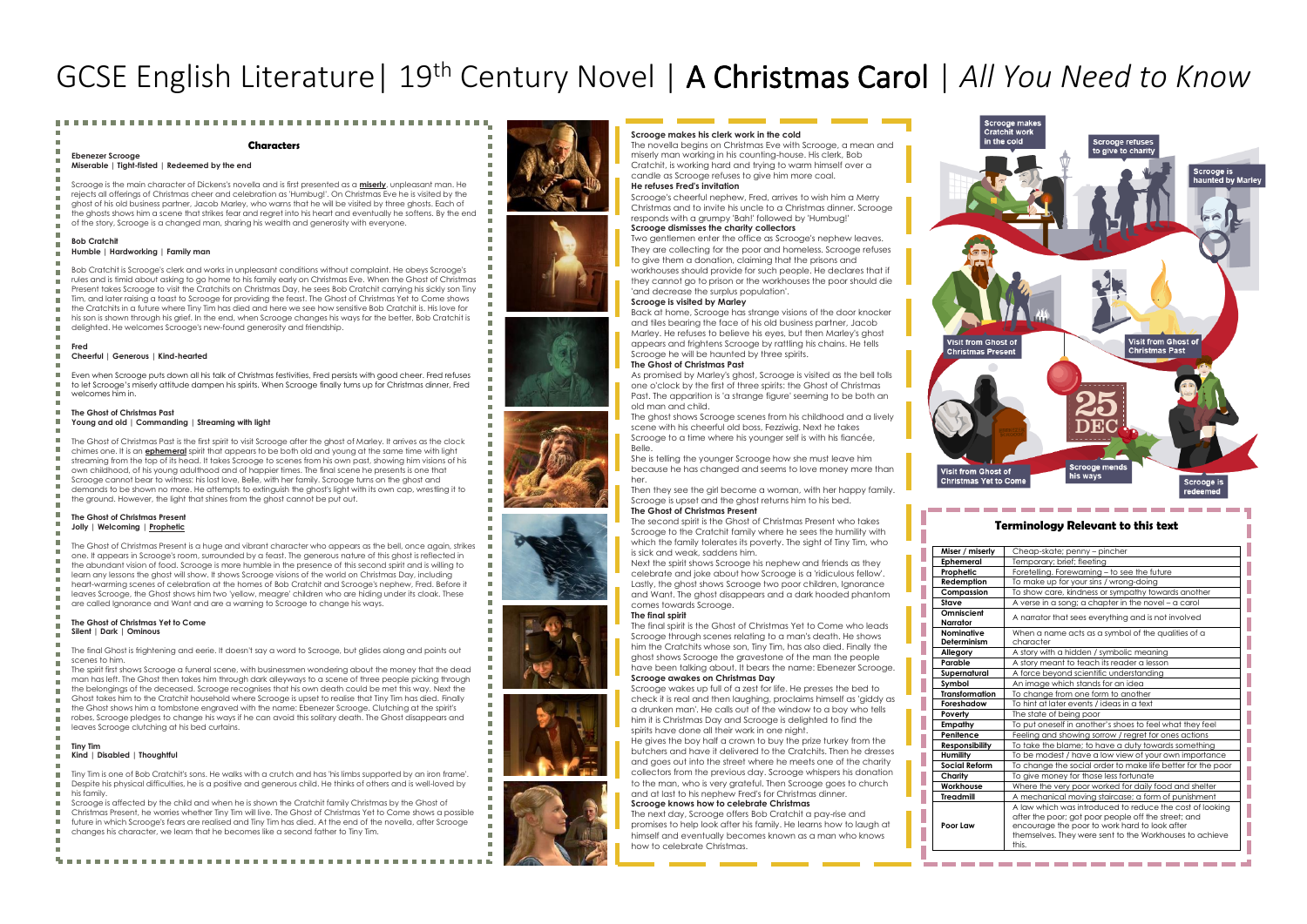# GCSE English Literature| 19th Century Novel | A Christmas Carol | *All You Need to Know*

## Characters

**Ebenezer Scrooge**
**Miserable | Tight-fisted | Redeemed by the end**

Scrooge is the main character of Dickens's novella and is first presented as a **miserly**, unpleasant man. He rejects all offerings of Christmas cheer and celebration as 'Humbug!'. On Christmas Eve he is visited by the ghost of his old business partner, Jacob Marley, who warns that he will be visited by three ghosts. Each of the ghosts shows him a scene that strikes fear and regret into his heart and eventually he softens. By the end of the story, Scrooge is a changed man, sharing his wealth and generosity with everyone.

**Bob Cratchit**
**Humble | Hardworking | Family man**

Bob Cratchit is Scrooge's clerk and works in unpleasant conditions without complaint. He obeys Scrooge's rules and is timid about asking to go home to his family early on Christmas Eve. When the Ghost of Christmas Present takes Scrooge to visit the Cratchits on Christmas Day, he sees Bob Cratchit carrying his sickly son Tiny Tim, and later raising a toast to Scrooge for providing the feast. The Ghost of Christmas Yet to Come shows the Cratchits in a future where Tiny Tim has died and here we see how sensitive Bob Cratchit is. His love for his son is shown through his grief. In the end, when Scrooge changes his ways for the better, Bob Cratchit is delighted. He welcomes Scrooge's new-found generosity and friendship.

**Fred**
**Cheerful | Generous | Kind-hearted**

Even when Scrooge puts down all his talk of Christmas festivities, Fred persists with good cheer. Fred refuses to let Scrooge's miserly attitude dampen his spirits. When Scrooge finally turns up for Christmas dinner, Fred welcomes him in.

**The Ghost of Christmas Past**
**Young and old | Commanding | Streaming with light**

The Ghost of Christmas Past is the first spirit to visit Scrooge after the ghost of Marley. It arrives as the clock chimes one. It is an **ephemeral** spirit that appears to be both old and young at the same time with light streaming from the top of its head. It takes Scrooge to scenes from his own past, showing him visions of his own childhood, of his young adulthood and of happier times. The final scene he presents is one that Scrooge cannot bear to witness: his lost love, Belle, with her family. Scrooge turns on the ghost and demands to be shown no more. He attempts to extinguish the ghost's light with its own cap, wrestling it to the ground. However, the light that shines from the ghost cannot be put out.

**The Ghost of Christmas Present**
**Jolly | Welcoming | Prophetic**

The Ghost of Christmas Present is a huge and vibrant character who appears as the bell, once again, strikes one. It appears in Scrooge's room, surrounded by a feast. The generous nature of this ghost is reflected in the abundant vision of food. Scrooge is more humble in the presence of this second spirit and is willing to learn any lessons the ghost will show. It shows Scrooge visions of the world on Christmas Day, including heart-warming scenes of celebration at the homes of Bob Cratchit and Scrooge's nephew, Fred. Before it leaves Scrooge, the Ghost shows him two 'yellow, meagre' children who are hiding under its cloak. These are called Ignorance and Want and are a warning to Scrooge to change his ways.

**The Ghost of Christmas Yet to Come**
**Silent | Dark | Ominous**

The final Ghost is frightening and eerie. It doesn't say a word to Scrooge, but glides along and points out scenes to him.

The spirit first shows Scrooge a funeral scene, with businessmen wondering about the money that the dead man has left. The Ghost then takes him through dark alleyways to a scene of three people picking through the belongings of the deceased. Scrooge recognises that his own death could be met this way. Next the Ghost takes him to the Cratchit household where Scrooge is upset to realise that Tiny Tim has died. Finally the Ghost shows him a tombstone engraved with the name: Ebenezer Scrooge. Clutching at the spirit's robes, Scrooge pledges to change his ways if he can avoid this solitary death. The Ghost disappears and leaves Scrooge clutching at his bed curtains.

**Tiny Tim**
**Kind | Disabled | Thoughtful**

Tiny Tim is one of Bob Cratchit's sons. He walks with a crutch and has 'his limbs supported by an iron frame'. Despite his physical difficulties, he is a positive and generous child. He thinks of others and is well-loved by his family.

Scrooge is affected by the child and when he is shown the Cratchit family Christmas by the Ghost of Christmas Present, he worries whether Tiny Tim will live. The Ghost of Christmas Yet to Come shows a possible future in which Scrooge's fears are realised and Tiny Tim has died. At the end of the novella, after Scrooge changes his character, we learn that he becomes like a second father to Tiny Tim.

**Scrooge makes his clerk work in the cold**
The novella begins on Christmas Eve with Scrooge, a mean and miserly man working in his counting-house. His clerk, Bob Cratchit, is working hard and trying to warm himself over a candle as Scrooge refuses to give him more coal.

**He refuses Fred's invitation**
Scrooge's cheerful nephew, Fred, arrives to wish him a Merry Christmas and to invite his uncle to a Christmas dinner. Scrooge responds with a grumpy 'Bah!' followed by 'Humbug!'

**Scrooge dismisses the charity collectors**
Two gentlemen enter the office as Scrooge's nephew leaves. They are collecting for the poor and homeless. Scrooge refuses to give them a donation, claiming that the prisons and workhouses should provide for such people. He declares that if they cannot go to prison or the workhouses the poor should die 'and decrease the surplus population'.

**Scrooge is visited by Marley**
Back at home, Scrooge has strange visions of the door knocker and tiles bearing the face of his old business partner, Jacob Marley. He refuses to believe his eyes, but then Marley's ghost appears and frightens Scrooge by rattling his chains. He tells Scrooge he will be haunted by three spirits.

**The Ghost of Christmas Past**
As promised by Marley's ghost, Scrooge is visited as the bell tolls one o'clock by the first of three spirits: the Ghost of Christmas Past. The apparition is 'a strange figure' seeming to be both an old man and child.

The ghost shows Scrooge scenes from his childhood and a lively scene with his cheerful old boss, Fezziwig. Next he takes Scrooge to a time where his younger self is with his fiancée, Belle.

She is telling the younger Scrooge how she must leave him because he has changed and seems to love money more than her.

Then they see the girl become a woman, with her happy family. Scrooge is upset and the ghost returns him to his bed.

**The Ghost of Christmas Present**
The second spirit is the Ghost of Christmas Present who takes Scrooge to the Cratchit family where he sees the humility with which the family tolerates its poverty. The sight of Tiny Tim, who is sick and weak, saddens him.

Next the spirit shows Scrooge his nephew and friends as they celebrate and joke about how Scrooge is a 'ridiculous fellow'. Lastly, the ghost shows Scrooge two poor children, Ignorance and Want. The ghost disappears and a dark hooded phantom comes towards Scrooge.

**The final spirit**
The final spirit is the Ghost of Christmas Yet to Come who leads Scrooge through scenes relating to a man's death. He shows him the Cratchits whose son, Tiny Tim, has also died. Finally the ghost shows Scrooge the gravestone of the man the people have been talking about. It bears the name: Ebenezer Scrooge.

**Scrooge awakes on Christmas Day**
Scrooge wakes up full of a zest for life. He presses the bed to check it is real and then laughing, proclaims himself as 'giddy as a drunken man'. He calls out of the window to a boy who tells him it is Christmas Day and Scrooge is delighted to find the spirits have done all their work in one night.

He gives the boy half a crown to buy the prize turkey from the butchers and have it delivered to the Cratchits. Then he dresses and goes out into the street where he meets one of the charity collectors from the previous day. Scrooge whispers his donation to the man, who is very grateful. Then Scrooge goes to church and at last to his nephew Fred's for Christmas dinner.

**Scrooge knows how to celebrate Christmas**
The next day, Scrooge offers Bob Cratchit a pay-rise and promises to help look after his family. He learns how to laugh at himself and eventually becomes known as a man who knows how to celebrate Christmas.

Scrooge makes Cratchit work in the cold → Scrooge refuses to give to charity → Scrooge is haunted by Marley → Visit from Ghost of Christmas Past → Visit from Ghost of Christmas Present → Visit from Ghost of Christmas Yet to Come → 25 DEC → Scrooge mends his ways → Scrooge is redeemed

## Terminology Relevant to this text

| Term | Definition |
|---|---|
| **Miser / miserly** | Cheap-skate; penny – pincher |
| **Ephemeral** | Temporary; brief; fleeting |
| **Prophetic** | Foretelling. Forewarning – to see the future |
| **Redemption** | To make up for your sins / wrong-doing |
| **Compassion** | To show care, kindness or sympathy towards another |
| **Stave** | A verse in a song; a chapter in the novel – a carol |
| **Omniscient Narrator** | A narrator that sees everything and is not involved |
| **Nominative Determinism** | When a name acts as a symbol of the qualities of a character |
| **Allegory** | A story with a hidden / symbolic meaning |
| **Parable** | A story meant to teach its reader a lesson |
| **Supernatural** | A force beyond scientific understanding |
| **Symbol** | An image which stands for an idea |
| **Transformation** | To change from one form to another |
| **Foreshadow** | To hint at later events / ideas in a text |
| **Poverty** | The state of being poor |
| **Empathy** | To put oneself in another's shoes to feel what they feel |
| **Penitence** | Feeling and showing sorrow / regret for ones actions |
| **Responsibility** | To take the blame; to have a duty towards something |
| **Humility** | To be modest / have a low view of your own importance |
| **Social Reform** | To change the social order to make life better for the poor |
| **Charity** | To give money for those less fortunate |
| **Workhouse** | Where the very poor worked for daily food and shelter |
| **Treadmill** | A mechanical moving staircase; a form of punishment |
| **Poor Law** | A law which was introduced to reduce the cost of looking after the poor; got poor people off the street; and encourage the poor to work hard to look after themselves. They were sent to the Workhouses to achieve this. |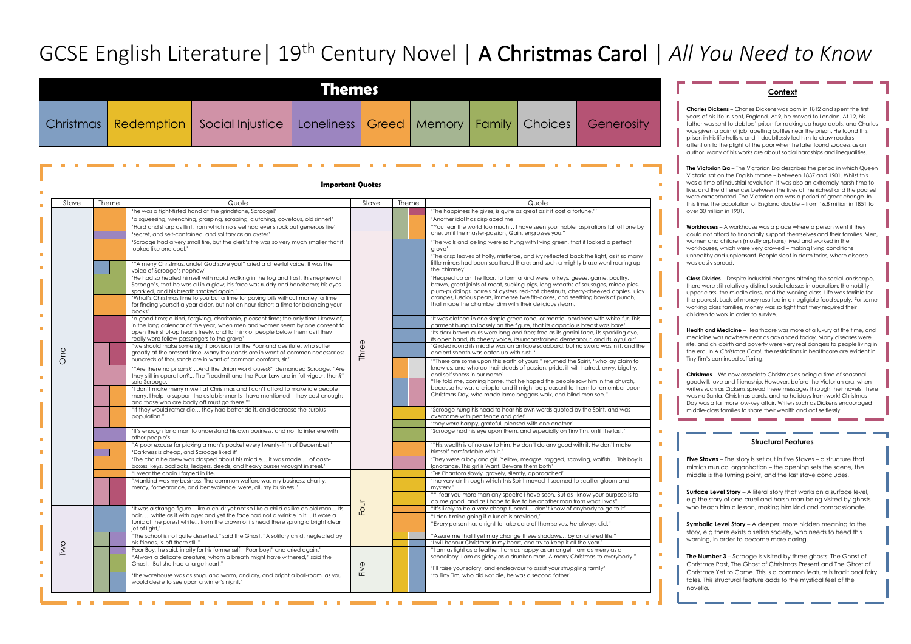# GCSE English Literature| 19th Century Novel | A Christmas Carol | *All You Need to Know*

## Themes

| Christmas | Redemption | Social Injustice | Loneliness | Greed | Memory | Family | Choices | Generosity |
|---|---|---|---|---|---|---|---|---|

## Important Quotes

| Stave | Quote |
|---|---|
| One | 'he was a tight-fisted hand at the grindstone, Scrooge!' |
| | 'a squeezing, wrenching, grasping, scraping, clutching, covetous, old sinner!' |
| | 'Hard and sharp as flint, from which no steel had ever struck out generous fire' |
| | 'secret, and self-contained, and solitary as an oyster' |
| | 'Scrooge had a very small fire, but the clerk's fire was so very much smaller that it looked like one coal.' |
| | '"A merry Christmas, uncle! God save you!" cried a cheerful voice. It was the voice of Scrooge's nephew' |
| | 'He had so heated himself with rapid walking in the fog and frost, this nephew of Scrooge's, that he was all in a glow; his face was ruddy and handsome; his eyes sparkled, and his breath smoked again.' |
| | 'What's Christmas time to you but a time for paying bills without money; a time for finding yourself a year older, but not an hour richer; a time for balancing your books' |
| | 'a good time; a kind, forgiving, charitable, pleasant time; the only time I know of, in the long calendar of the year, when men and women seem by one consent to open their shut-up hearts freely, and to think of people below them as if they really were fellow-passengers to the grave' |
| | "we should make some slight provision for the Poor and destitute, who suffer greatly at the present time. Many thousands are in want of common necessaries; hundreds of thousands are in want of common comforts, sir." |
| | '"Are there no prisons? ...And the Union workhouses?" demanded Scrooge. "Are they still in operation?... The Treadmill and the Poor Law are in full vigour, then?" said Scrooge. |
| | "I don't make merry myself at Christmas and I can't afford to make idle people merry. I help to support the establishments I have mentioned—they cost enough; and those who are badly off must go there."' |
| | "If they would rather die… they had better do it, and decrease the surplus population." |
| | 'It's enough for a man to understand his own business, and not to interfere with other people's' |
| | "A poor excuse for picking a man's pocket every twenty-fifth of December!" |
| | 'Darkness is cheap, and Scrooge liked it' |
| | 'The chain he drew was clasped about his middle… it was made … of cash-boxes, keys, padlocks, ledgers, deeds, and heavy purses wrought in steel.' |
| | "I wear the chain I forged in life." |
| | "Mankind was my business. The common welfare was my business; charity, mercy, forbearance, and benevolence, were, all, my business." |
| Two | 'It was a strange figure—like a child: yet not so like a child as like an old man… Its hair, … white as if with age; and yet the face had not a wrinkle in it… It wore a tunic of the purest white… from the crown of its head there sprung a bright clear jet of light.' |
| | "The school is not quite deserted," said the Ghost. "A solitary child, neglected by his friends, is left there still." |
| | Poor Boy,'he said, in pity for his former self, "Poor boy!" and cried again.' |
| | "Always a delicate creature, whom a breath might have withered," said the Ghost. "But she had a large heart!" |
| | 'the warehouse was as snug, and warm, and dry, and bright a ball-room, as you would desire to see upon a winter's night.' |
| | 'The happiness he gives, is quite as great as if it cost a fortune."' |
| | 'Another idol has displaced me' |
| | "You fear the world too much… I have seen your nobler aspirations fall off one by one, until the master-passion, Gain, engrosses you." |
| Three | 'The walls and ceiling were so hung with living green, that it looked a perfect grove' |
| | 'The crisp leaves of holly, mistletoe, and ivy reflected back the light, as if so many little mirrors had been scattered there; and such a mighty blaze went roaring up the chimney' |
| | 'Heaped up on the floor, to form a kind were turkeys, geese, game, poultry, brawn, great joints of meat, sucking-pigs, long wreaths of sausages, mince-pies, plum-puddings, barrels of oysters, red-hot chestnuts, cherry-cheeked apples, juicy oranges, luscious pears, immense twelfth-cakes, and seething bowls of punch, that made the chamber dim with their delicious steam.' |
| | 'It was clothed in one simple green robe, or mantle, bordered with white fur. This garment hung so loosely on the figure, that its capacious breast was bare' |
| | 'Its dark brown curls were long and free; free as its genial face, its sparkling eye, its open hand, its cheery voice, its unconstrained demeanour, and its joyful air' |
| | 'Girded round its middle was an antique scabbard; but no sword was in it, and the ancient sheath was eaten up with rust. ' |
| | '"There are some upon this earth of yours," returned the Spirit, "who lay claim to know us, and who do their deeds of passion, pride, ill-will, hatred, envy, bigotry, and selfishness in our name' |
| | "He told me, coming home, that he hoped the people saw him in the church, because he was a cripple, and it might be pleasant to them to remember upon Christmas Day, who made lame beggars walk, and blind men see." |
| | 'Scrooge hung his head to hear his own words quoted by the Spirit, and was overcome with penitence and grief.' |
| | 'they were happy, grateful, pleased with one another' |
| | 'Scrooge had his eye upon them, and especially on Tiny Tim, until the last.' |
| | '"His wealth is of no use to him. He don't do any good with it. He don't make himself comfortable with it.' |
| | 'They were a boy and girl. Yellow, meagre, ragged, scowling, wolfish… This boy is Ignorance. This girl is Want. Beware them both' |
| Four | 'The Phantom slowly, gravely, silently, approached' |
| | 'the very air through which this Spirit moved it seemed to scatter gloom and mystery.' |
| | '"I fear you more than any spectre I have seen. But as I know your purpose is to do me good, and as I hope to live to be another man from what I was" |
| | "It's likely to be a very cheap funeral…I don't know of anybody to go to it" |
| | "I don't mind going if a lunch is provided." |
| | "Every person has a right to take care of themselves. *He* always did." |
| | "Assure me that I yet may change these shadows… by an altered life!" |
| | 'I will honour Christmas in my heart, and try to keep it all the year.' |
| Five | "I am as light as a feather, I am as happy as an angel, I am as merry as a schoolboy. I am as giddy as a drunken man. A merry Christmas to everybody!" |
| | 'I'll raise your salary, and endeavour to assist your struggling family' |
| | 'to Tiny Tim, who did NOT die, he was a second father' |

## Context

**Charles Dickens** – Charles Dickens was born in 1812 and spent the first years of his life in Kent, England. At 9, he moved to London. At 12, his father was sent to debtors' prison for racking up huge debts, and Charles was given a painful job labelling bottles near the prison. He found this prison in his life hellish, and it doubtlessly led him to draw readers' attention to the plight of the poor when he later found success as an author. Many of his works are about social hardships and inequalities.

**The Victorian Era** – The Victorian Era describes the period in which Queen Victoria sat on the English throne – between 1837 and 1901. Whilst this was a time of industrial revolution, it was also an extremely harsh time to live, and the differences between the lives of the richest and the poorest were exacerbated. The Victorian era was a period of great change. In this time, the population of England double – from 16.8 million in 1851 to over 30 million in 1901.

**Workhouses** – A workhouse was a place where a person went if they could not afford to financially support themselves and their families. Men, women and children (mostly orphans) lived and worked in the workhouses, which were very crowded – making living conditions unhealthy and unpleasant. People slept in dormitories, where disease was easily spread.

**Class Divides** – Despite industrial changes altering the social landscape, there were still relatively distinct social classes in operation: the nobility upper class, the middle class, and the working class. Life was terrible for the poorest. Lack of money resulted in a negligible food supply. For some working class families, money was so tight that they required their children to work in order to survive.

**Health and Medicine** – Healthcare was more of a luxury at the time, and medicine was nowhere near as advanced today. Many diseases were rife, and childbirth and poverty were very real dangers to people living in the era. In *A Christmas Carol*, the restrictions in healthcare are evident in Tiny Tim's continued suffering.

**Christmas** – We now associate Christmas as being a time of seasonal goodwill, love and friendship. However, before the Victorian era, when writers such as Dickens spread these messages through their novels, there was no Santa, Christmas cards, and no holidays from work! Christmas Day was a far more low-key affair. Writers such as Dickens encouraged middle-class families to share their wealth and act selflessly.

## Structural Features

**Five Staves** – The story is set out in five Staves – a structure that mimics musical organisation – the opening sets the scene, the middle is the turning point, and the last stave concludes.

**Surface Level Story** – A literal story that works on a surface level, e.g the story of one cruel and harsh man being visited by ghosts who teach him a lesson, making him kind and compassionate.

**Symbolic Level Story** – A deeper, more hidden meaning to the story, e.g there exists a selfish society, who needs to heed this warning, in order to become more caring.

**The Number 3** – Scrooge is visited by three ghosts: The Ghost of Christmas Past, The Ghost of Christmas Present and The Ghost of Christmas Yet to Come. This is a common feature is traditional fairy tales. This structural feature adds to the mystical feel of the novella.